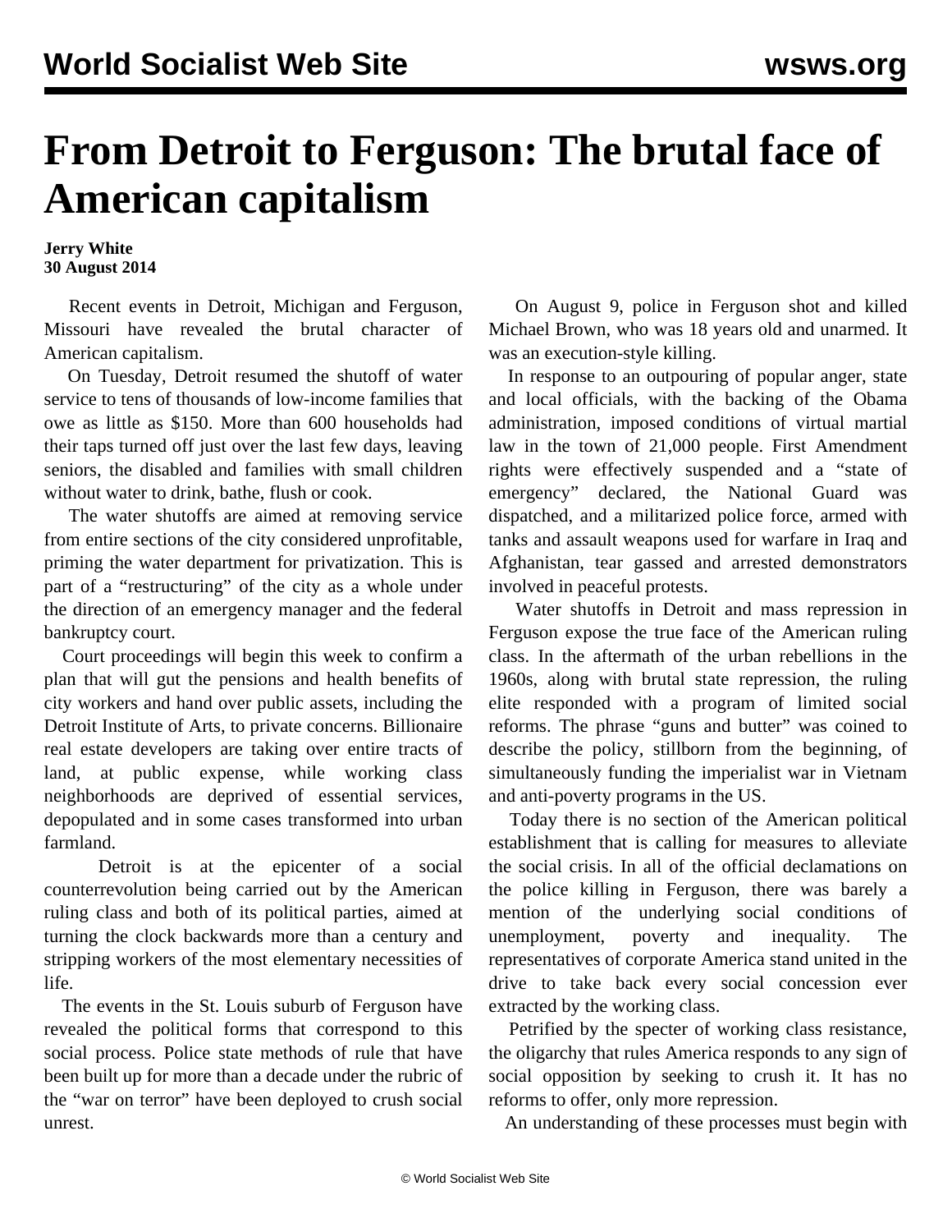# From Detroit to Ferguson: The brutal face of American capitalism

**Jerry White**
**30 August 2014**

Recent events in Detroit, Michigan and Ferguson, Missouri have revealed the brutal character of American capitalism.

On Tuesday, Detroit resumed the shutoff of water service to tens of thousands of low-income families that owe as little as $150. More than 600 households had their taps turned off just over the last few days, leaving seniors, the disabled and families with small children without water to drink, bathe, flush or cook.

The water shutoffs are aimed at removing service from entire sections of the city considered unprofitable, priming the water department for privatization. This is part of a "restructuring" of the city as a whole under the direction of an emergency manager and the federal bankruptcy court.

Court proceedings will begin this week to confirm a plan that will gut the pensions and health benefits of city workers and hand over public assets, including the Detroit Institute of Arts, to private concerns. Billionaire real estate developers are taking over entire tracts of land, at public expense, while working class neighborhoods are deprived of essential services, depopulated and in some cases transformed into urban farmland.

Detroit is at the epicenter of a social counterrevolution being carried out by the American ruling class and both of its political parties, aimed at turning the clock backwards more than a century and stripping workers of the most elementary necessities of life.

The events in the St. Louis suburb of Ferguson have revealed the political forms that correspond to this social process. Police state methods of rule that have been built up for more than a decade under the rubric of the "war on terror" have been deployed to crush social unrest.

On August 9, police in Ferguson shot and killed Michael Brown, who was 18 years old and unarmed. It was an execution-style killing.

In response to an outpouring of popular anger, state and local officials, with the backing of the Obama administration, imposed conditions of virtual martial law in the town of 21,000 people. First Amendment rights were effectively suspended and a "state of emergency" declared, the National Guard was dispatched, and a militarized police force, armed with tanks and assault weapons used for warfare in Iraq and Afghanistan, tear gassed and arrested demonstrators involved in peaceful protests.

Water shutoffs in Detroit and mass repression in Ferguson expose the true face of the American ruling class. In the aftermath of the urban rebellions in the 1960s, along with brutal state repression, the ruling elite responded with a program of limited social reforms. The phrase "guns and butter" was coined to describe the policy, stillborn from the beginning, of simultaneously funding the imperialist war in Vietnam and anti-poverty programs in the US.

Today there is no section of the American political establishment that is calling for measures to alleviate the social crisis. In all of the official declamations on the police killing in Ferguson, there was barely a mention of the underlying social conditions of unemployment, poverty and inequality. The representatives of corporate America stand united in the drive to take back every social concession ever extracted by the working class.

Petrified by the specter of working class resistance, the oligarchy that rules America responds to any sign of social opposition by seeking to crush it. It has no reforms to offer, only more repression.

An understanding of these processes must begin with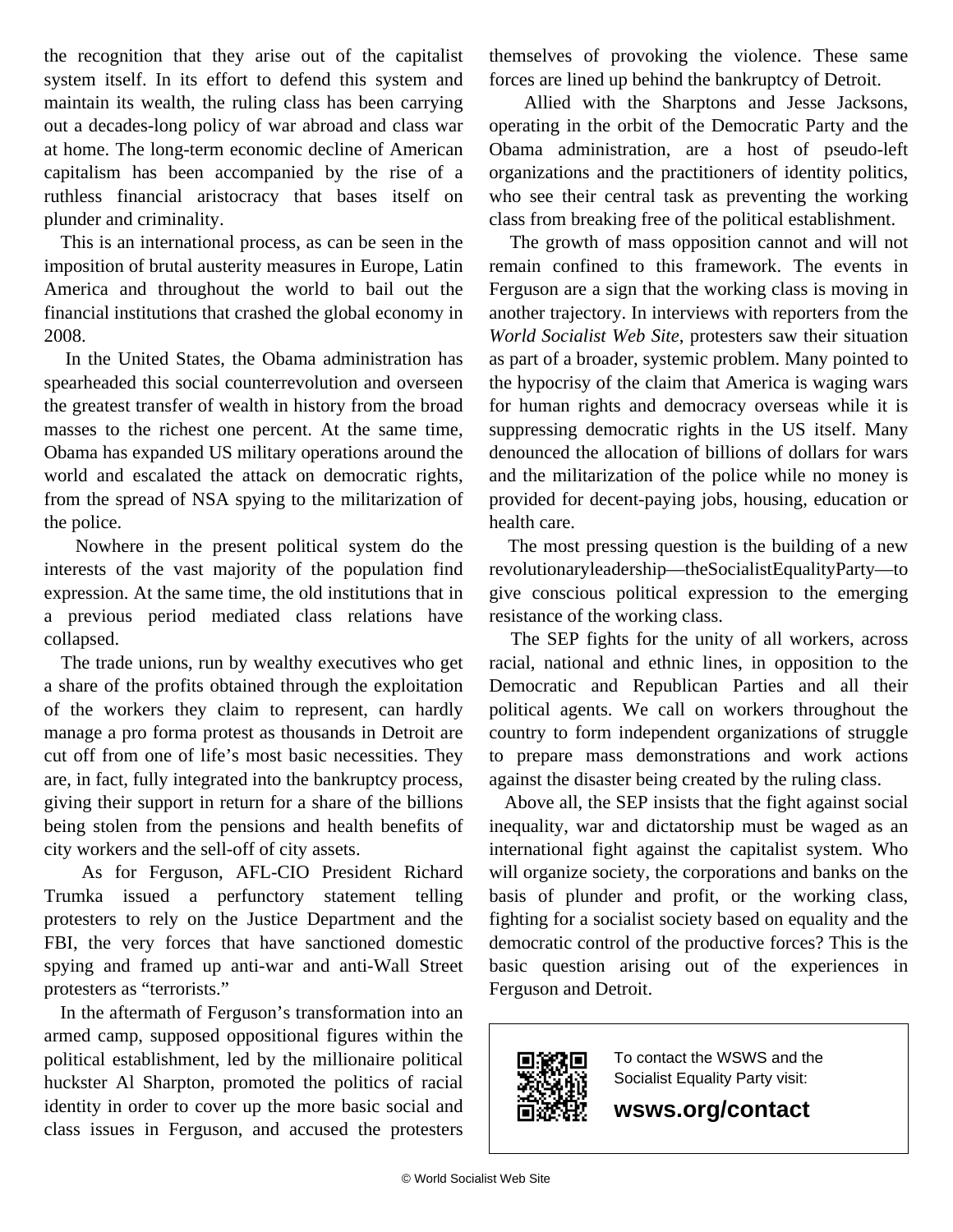the recognition that they arise out of the capitalist system itself. In its effort to defend this system and maintain its wealth, the ruling class has been carrying out a decades-long policy of war abroad and class war at home. The long-term economic decline of American capitalism has been accompanied by the rise of a ruthless financial aristocracy that bases itself on plunder and criminality.

This is an international process, as can be seen in the imposition of brutal austerity measures in Europe, Latin America and throughout the world to bail out the financial institutions that crashed the global economy in 2008.

In the United States, the Obama administration has spearheaded this social counterrevolution and overseen the greatest transfer of wealth in history from the broad masses to the richest one percent. At the same time, Obama has expanded US military operations around the world and escalated the attack on democratic rights, from the spread of NSA spying to the militarization of the police.

Nowhere in the present political system do the interests of the vast majority of the population find expression. At the same time, the old institutions that in a previous period mediated class relations have collapsed.

The trade unions, run by wealthy executives who get a share of the profits obtained through the exploitation of the workers they claim to represent, can hardly manage a pro forma protest as thousands in Detroit are cut off from one of life's most basic necessities. They are, in fact, fully integrated into the bankruptcy process, giving their support in return for a share of the billions being stolen from the pensions and health benefits of city workers and the sell-off of city assets.

As for Ferguson, AFL-CIO President Richard Trumka issued a perfunctory statement telling protesters to rely on the Justice Department and the FBI, the very forces that have sanctioned domestic spying and framed up anti-war and anti-Wall Street protesters as "terrorists."

In the aftermath of Ferguson's transformation into an armed camp, supposed oppositional figures within the political establishment, led by the millionaire political huckster Al Sharpton, promoted the politics of racial identity in order to cover up the more basic social and class issues in Ferguson, and accused the protesters themselves of provoking the violence. These same forces are lined up behind the bankruptcy of Detroit.

Allied with the Sharptons and Jesse Jacksons, operating in the orbit of the Democratic Party and the Obama administration, are a host of pseudo-left organizations and the practitioners of identity politics, who see their central task as preventing the working class from breaking free of the political establishment.

The growth of mass opposition cannot and will not remain confined to this framework. The events in Ferguson are a sign that the working class is moving in another trajectory. In interviews with reporters from the *World Socialist Web Site*, protesters saw their situation as part of a broader, systemic problem. Many pointed to the hypocrisy of the claim that America is waging wars for human rights and democracy overseas while it is suppressing democratic rights in the US itself. Many denounced the allocation of billions of dollars for wars and the militarization of the police while no money is provided for decent-paying jobs, housing, education or health care.

The most pressing question is the building of a new revolutionary leadership—the Socialist Equality Party—to give conscious political expression to the emerging resistance of the working class.

The SEP fights for the unity of all workers, across racial, national and ethnic lines, in opposition to the Democratic and Republican Parties and all their political agents. We call on workers throughout the country to form independent organizations of struggle to prepare mass demonstrations and work actions against the disaster being created by the ruling class.

Above all, the SEP insists that the fight against social inequality, war and dictatorship must be waged as an international fight against the capitalist system. Who will organize society, the corporations and banks on the basis of plunder and profit, or the working class, fighting for a socialist society based on equality and the democratic control of the productive forces? This is the basic question arising out of the experiences in Ferguson and Detroit.

To contact the WSWS and the Socialist Equality Party visit:

**wsws.org/contact**